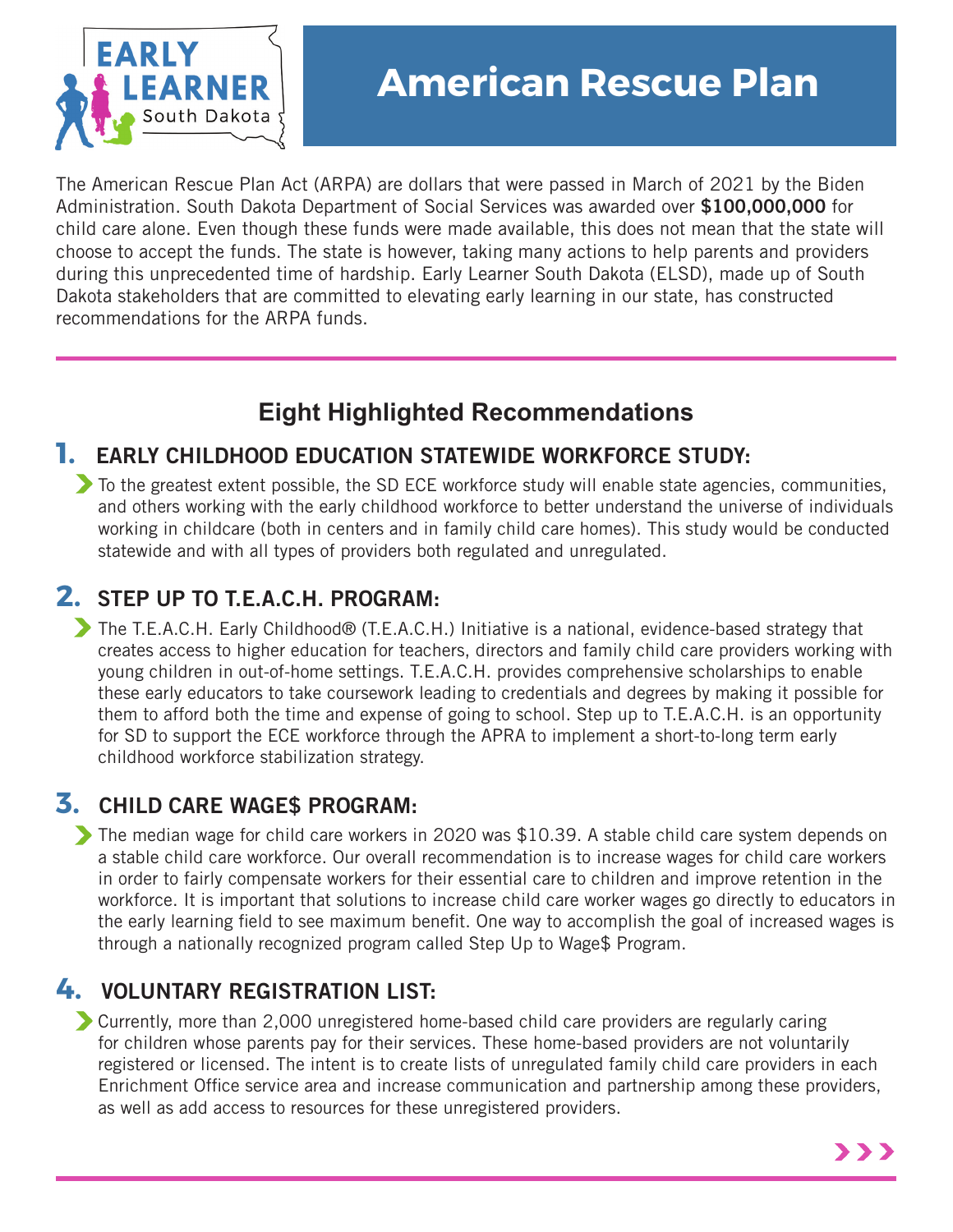# American Rescue Plan

The American Rescue Plan Act (ARPA) are dollars that were passed in March of 2021 by the Biden Administration. South Dakota Department of Social Services was awarded over **$100,000,000** for child care alone. Even though these funds were made available, this does not mean that the state will choose to accept the funds. The state is however, taking many actions to help parents and providers during this unprecedented time of hardship. Early Learner South Dakota (ELSD), made up of South Dakota stakeholders that are committed to elevating early learning in our state, has constructed recommendations for the ARPA funds.

## Eight Highlighted Recommendations

### 1. EARLY CHILDHOOD EDUCATION STATEWIDE WORKFORCE STUDY:

- To the greatest extent possible, the SD ECE workforce study will enable state agencies, communities, and others working with the early childhood workforce to better understand the universe of individuals working in childcare (both in centers and in family child care homes). This study would be conducted statewide and with all types of providers both regulated and unregulated.

### 2. STEP UP TO T.E.A.C.H. PROGRAM:

- The T.E.A.C.H. Early Childhood® (T.E.A.C.H.) Initiative is a national, evidence-based strategy that creates access to higher education for teachers, directors and family child care providers working with young children in out-of-home settings. T.E.A.C.H. provides comprehensive scholarships to enable these early educators to take coursework leading to credentials and degrees by making it possible for them to afford both the time and expense of going to school. Step up to T.E.A.C.H. is an opportunity for SD to support the ECE workforce through the APRA to implement a short-to-long term early childhood workforce stabilization strategy.

### 3. CHILD CARE WAGE$ PROGRAM:

- The median wage for child care workers in 2020 was $10.39. A stable child care system depends on a stable child care workforce. Our overall recommendation is to increase wages for child care workers in order to fairly compensate workers for their essential care to children and improve retention in the workforce. It is important that solutions to increase child care worker wages go directly to educators in the early learning field to see maximum benefit. One way to accomplish the goal of increased wages is through a nationally recognized program called Step Up to Wage$ Program.

### 4. VOLUNTARY REGISTRATION LIST:

- Currently, more than 2,000 unregistered home-based child care providers are regularly caring for children whose parents pay for their services. These home-based providers are not voluntarily registered or licensed. The intent is to create lists of unregulated family child care providers in each Enrichment Office service area and increase communication and partnership among these providers, as well as add access to resources for these unregistered providers.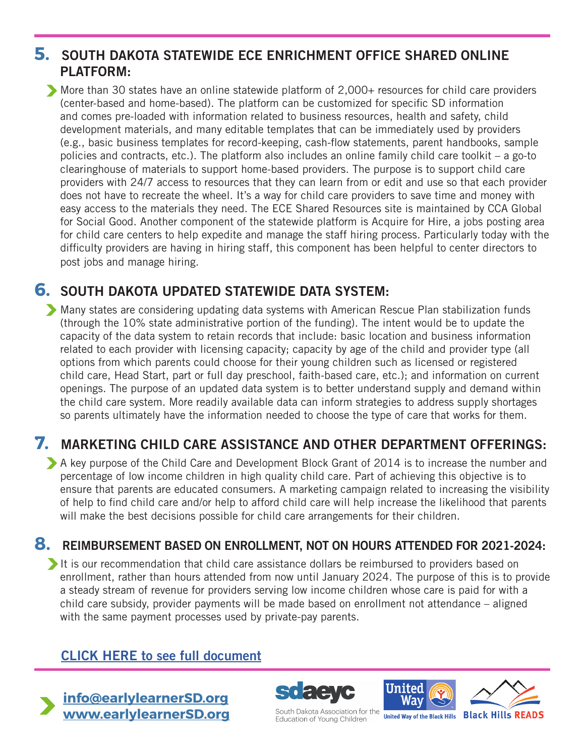## 5. SOUTH DAKOTA STATEWIDE ECE ENRICHMENT OFFICE SHARED ONLINE PLATFORM:

- More than 30 states have an online statewide platform of 2,000+ resources for child care providers (center-based and home-based). The platform can be customized for specific SD information and comes pre-loaded with information related to business resources, health and safety, child development materials, and many editable templates that can be immediately used by providers (e.g., basic business templates for record-keeping, cash-flow statements, parent handbooks, sample policies and contracts, etc.). The platform also includes an online family child care toolkit – a go-to clearinghouse of materials to support home-based providers. The purpose is to support child care providers with 24/7 access to resources that they can learn from or edit and use so that each provider does not have to recreate the wheel. It's a way for child care providers to save time and money with easy access to the materials they need. The ECE Shared Resources site is maintained by CCA Global for Social Good. Another component of the statewide platform is Acquire for Hire, a jobs posting area for child care centers to help expedite and manage the staff hiring process. Particularly today with the difficulty providers are having in hiring staff, this component has been helpful to center directors to post jobs and manage hiring.

## 6. SOUTH DAKOTA UPDATED STATEWIDE DATA SYSTEM:

- Many states are considering updating data systems with American Rescue Plan stabilization funds (through the 10% state administrative portion of the funding). The intent would be to update the capacity of the data system to retain records that include: basic location and business information related to each provider with licensing capacity; capacity by age of the child and provider type (all options from which parents could choose for their young children such as licensed or registered child care, Head Start, part or full day preschool, faith-based care, etc.); and information on current openings. The purpose of an updated data system is to better understand supply and demand within the child care system. More readily available data can inform strategies to address supply shortages so parents ultimately have the information needed to choose the type of care that works for them.

## 7. MARKETING CHILD CARE ASSISTANCE AND OTHER DEPARTMENT OFFERINGS:

- A key purpose of the Child Care and Development Block Grant of 2014 is to increase the number and percentage of low income children in high quality child care. Part of achieving this objective is to ensure that parents are educated consumers. A marketing campaign related to increasing the visibility of help to find child care and/or help to afford child care will help increase the likelihood that parents will make the best decisions possible for child care arrangements for their children.

## 8. REIMBURSEMENT BASED ON ENROLLMENT, NOT ON HOURS ATTENDED FOR 2021-2024:

- It is our recommendation that child care assistance dollars be reimbursed to providers based on enrollment, rather than hours attended from now until January 2024. The purpose of this is to provide a steady stream of revenue for providers serving low income children whose care is paid for with a child care subsidy, provider payments will be made based on enrollment not attendance – aligned with the same payment processes used by private-pay parents.

**CLICK HERE to see full document**

**info@earlylearnerSD.org**
**www.earlylearnerSD.org**

sdaeyc – South Dakota Association for the Education of Young Children

United Way – United Way of the Black Hills

Black Hills READS